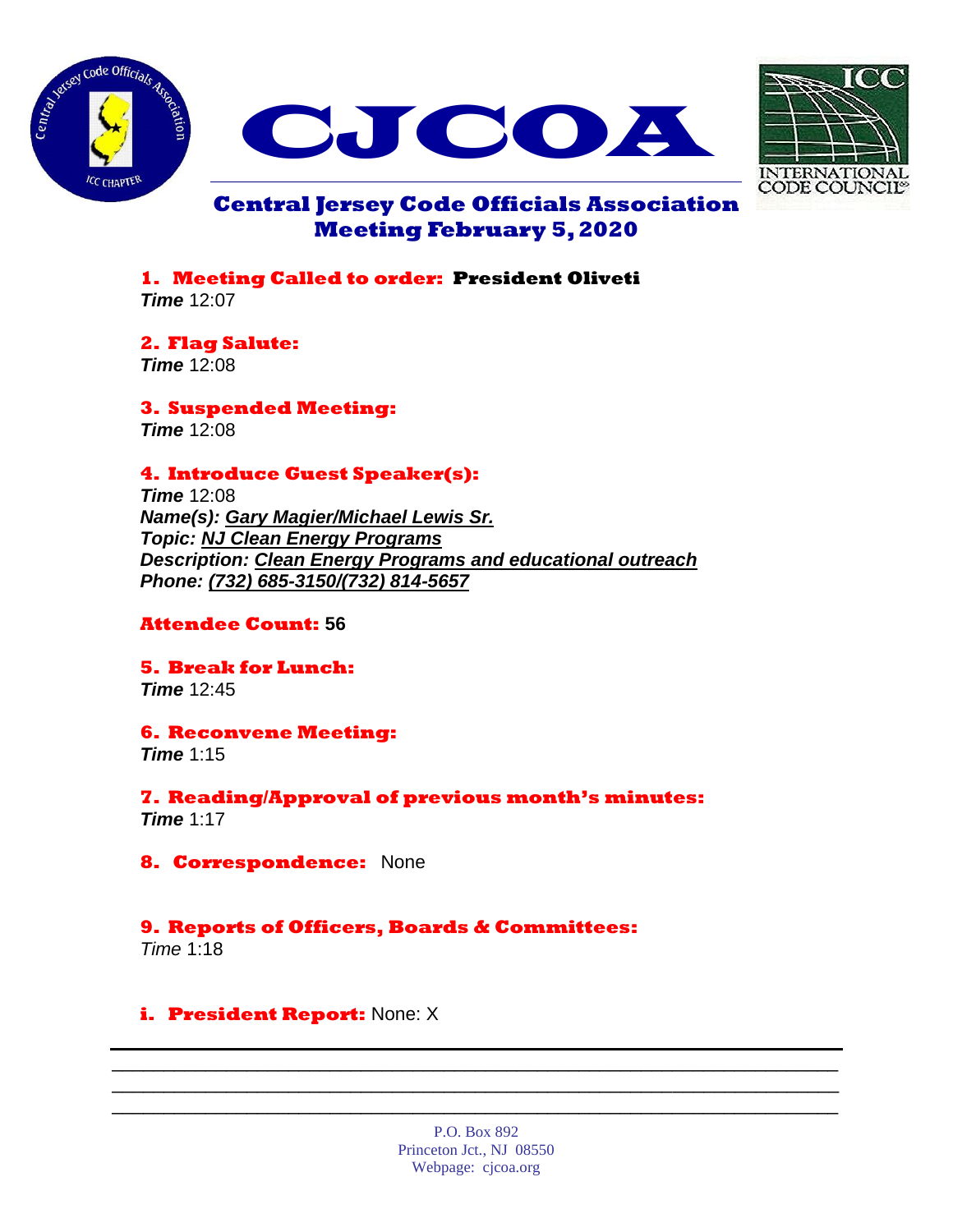# CJCOA

## Central Jersey Code Officials Association
## Meeting February 5, 2020

**1. Meeting Called to order: President Oliveti**
***Time*** 12:07

**2. Flag Salute:**
***Time*** 12:08

**3. Suspended Meeting:**
***Time*** 12:08

**4. Introduce Guest Speaker(s):**
***Time*** 12:08
***Name(s):*** ***Gary Magier/Michael Lewis Sr.***
***Topic:*** ***NJ Clean Energy Programs***
***Description:*** ***Clean Energy Programs and educational outreach***
***Phone:*** ***(732) 685-3150/(732) 814-5657***

**Attendee Count: 56**

**5. Break for Lunch:**
***Time*** 12:45

**6. Reconvene Meeting:**
***Time*** 1:15

**7. Reading/Approval of previous month's minutes:**
***Time*** 1:17

**8. Correspondence:** None

**9. Reports of Officers, Boards & Committees:**
*Time* 1:18

**i. President Report:** None: X

P.O. Box 892
Princeton Jct., NJ 08550
Webpage: cjcoa.org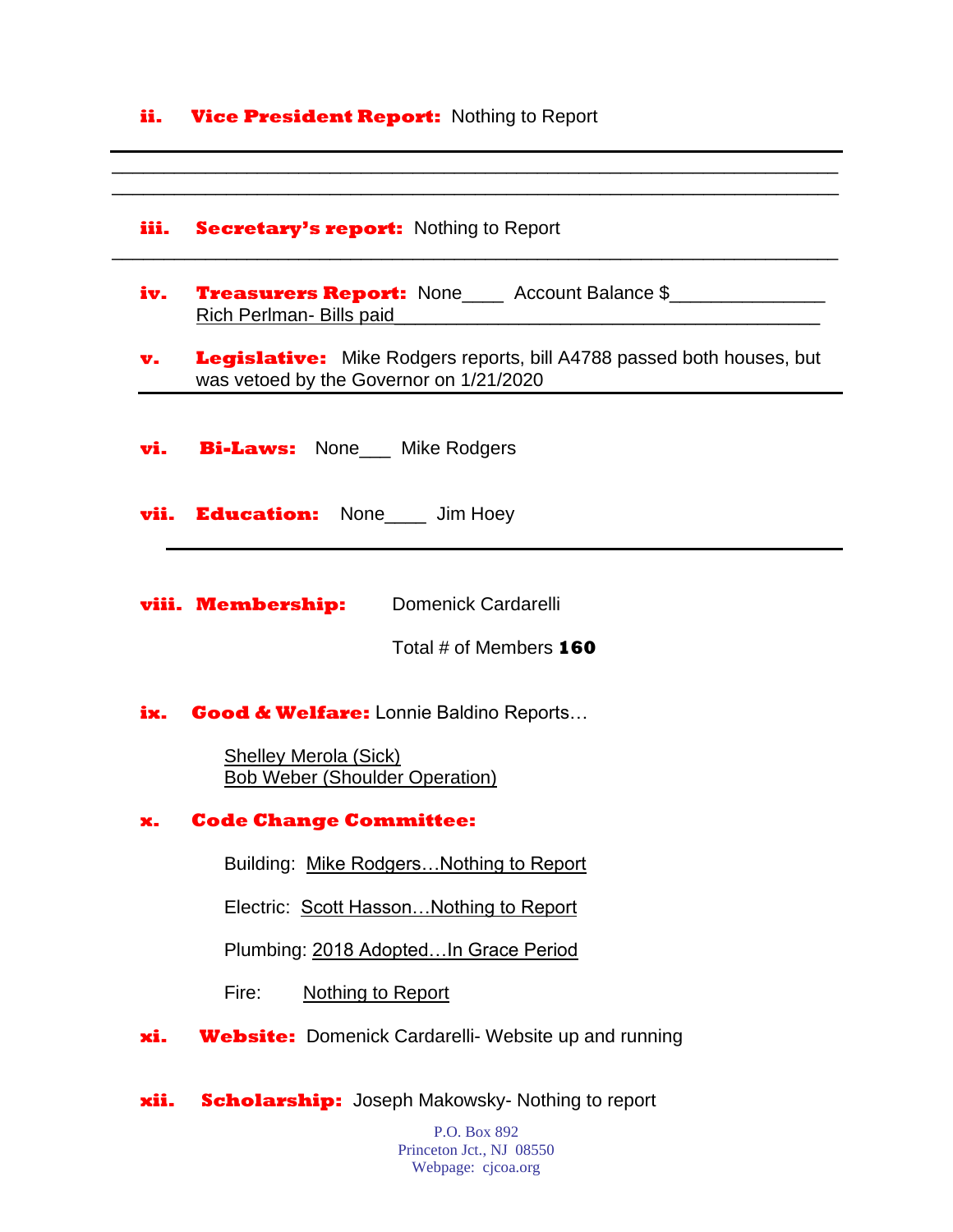**ii. Vice President Report:** Nothing to Report

---

**iii. Secretary's report:** Nothing to Report

---

**iv. Treasurers Report:** None____ Account Balance $______________
Rich Perlman- Bills paid

**v. Legislative:** Mike Rodgers reports, bill A4788 passed both houses, but was vetoed by the Governor on 1/21/2020

---

**vi. Bi-Laws:** None___ Mike Rodgers

**vii. Education:** None____ Jim Hoey

---

**viii. Membership:** Domenick Cardarelli

Total # of Members **160**

**ix. Good & Welfare:** Lonnie Baldino Reports…

Shelley Merola (Sick)
Bob Weber (Shoulder Operation)

**x. Code Change Committee:**

Building: Mike Rodgers…Nothing to Report

Electric: Scott Hasson…Nothing to Report

Plumbing: 2018 Adopted…In Grace Period

Fire: Nothing to Report

**xi. Website:** Domenick Cardarelli- Website up and running

**xii. Scholarship:** Joseph Makowsky- Nothing to report

P.O. Box 892
Princeton Jct., NJ 08550
Webpage: cjcoa.org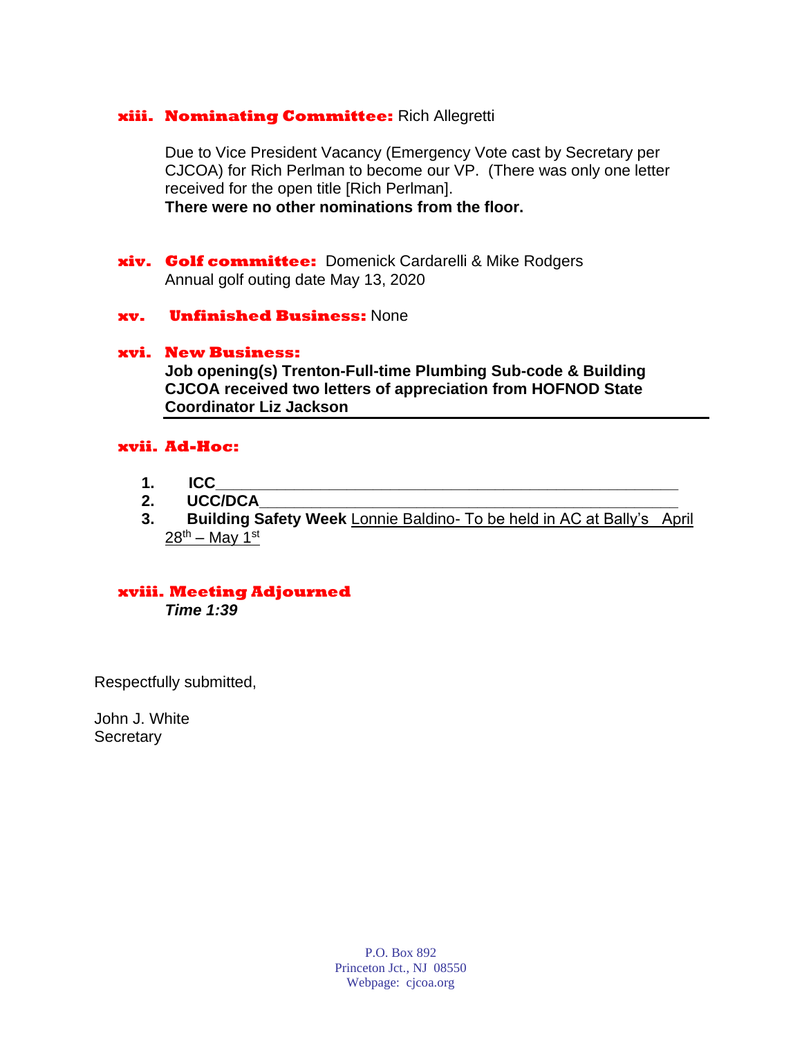**xiii. Nominating Committee:** Rich Allegretti

Due to Vice President Vacancy (Emergency Vote cast by Secretary per CJCOA) for Rich Perlman to become our VP. (There was only one letter received for the open title [Rich Perlman].
**There were no other nominations from the floor.**

**xiv. Golf committee:** Domenick Cardarelli & Mike Rodgers
Annual golf outing date May 13, 2020

**xv. Unfinished Business:** None

**xvi. New Business:**
**Job opening(s) Trenton-Full-time Plumbing Sub-code & Building**
**CJCOA received two letters of appreciation from HOFNOD State Coordinator Liz Jackson**

**xvii. Ad-Hoc:**

1. **ICC**________________________________________________
2. **UCC/DCA**____________________________________________
3. **Building Safety Week** Lonnie Baldino- To be held in AC at Bally's April 28th – May 1st

**xviii. Meeting Adjourned**
***Time 1:39***

Respectfully submitted,

John J. White
Secretary

P.O. Box 892
Princeton Jct., NJ 08550
Webpage: cjcoa.org